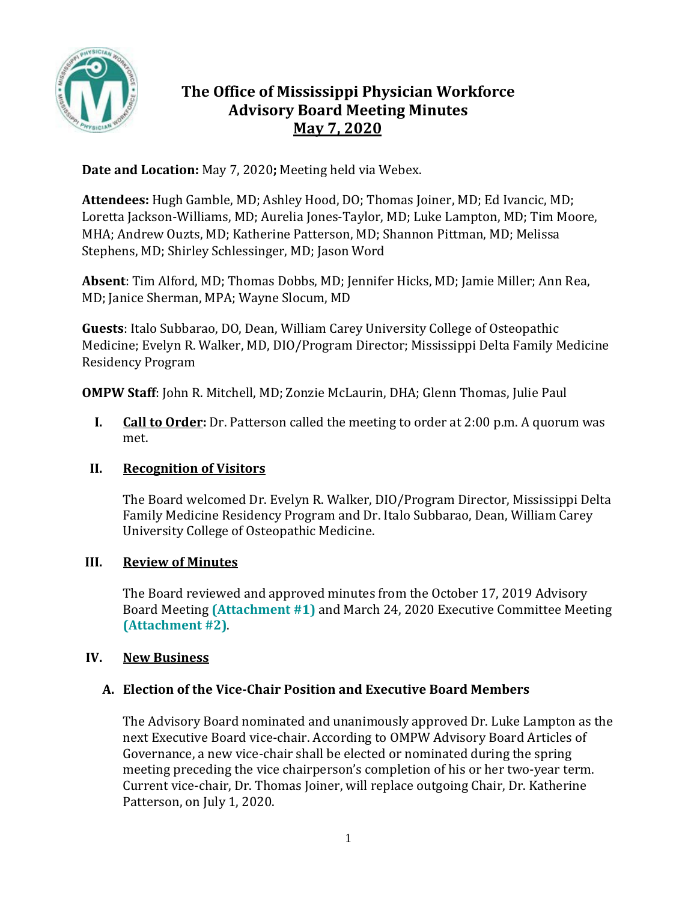# The Office of Mississippi Physician Workforce
## Advisory Board Meeting Minutes
## <u>May 7, 2020</u>

**Date and Location:** May 7, 2020**;** Meeting held via Webex.

**Attendees:** Hugh Gamble, MD; Ashley Hood, DO; Thomas Joiner, MD; Ed Ivancic, MD; Loretta Jackson-Williams, MD; Aurelia Jones-Taylor, MD; Luke Lampton, MD; Tim Moore, MHA; Andrew Ouzts, MD; Katherine Patterson, MD; Shannon Pittman, MD; Melissa Stephens, MD; Shirley Schlessinger, MD; Jason Word

**Absent**: Tim Alford, MD; Thomas Dobbs, MD; Jennifer Hicks, MD; Jamie Miller; Ann Rea, MD; Janice Sherman, MPA; Wayne Slocum, MD

**Guests**: Italo Subbarao, DO, Dean, William Carey University College of Osteopathic Medicine; Evelyn R. Walker, MD, DIO/Program Director; Mississippi Delta Family Medicine Residency Program

**OMPW Staff**: John R. Mitchell, MD; Zonzie McLaurin, DHA; Glenn Thomas, Julie Paul

I. **<u>Call to Order</u>:** Dr. Patterson called the meeting to order at 2:00 p.m. A quorum was met.

II. **<u>Recognition of Visitors</u>**

The Board welcomed Dr. Evelyn R. Walker, DIO/Program Director, Mississippi Delta Family Medicine Residency Program and Dr. Italo Subbarao, Dean, William Carey University College of Osteopathic Medicine.

III. **<u>Review of Minutes</u>**

The Board reviewed and approved minutes from the October 17, 2019 Advisory Board Meeting **(Attachment #1)** and March 24, 2020 Executive Committee Meeting **(Attachment #2)**.

IV. **<u>New Business</u>**

**A. Election of the Vice-Chair Position and Executive Board Members**

The Advisory Board nominated and unanimously approved Dr. Luke Lampton as the next Executive Board vice-chair. According to OMPW Advisory Board Articles of Governance, a new vice-chair shall be elected or nominated during the spring meeting preceding the vice chairperson's completion of his or her two-year term. Current vice-chair, Dr. Thomas Joiner, will replace outgoing Chair, Dr. Katherine Patterson, on July 1, 2020.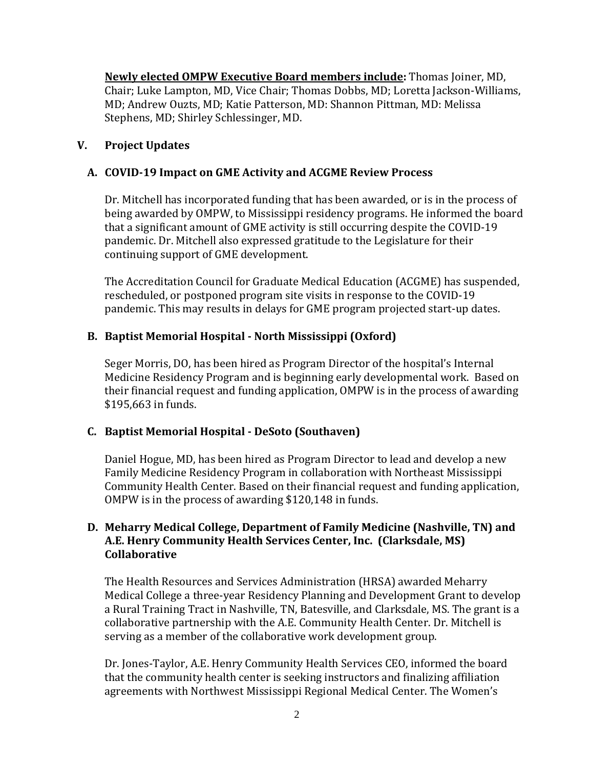**Newly elected OMPW Executive Board members include:** Thomas Joiner, MD, Chair; Luke Lampton, MD, Vice Chair; Thomas Dobbs, MD; Loretta Jackson-Williams, MD; Andrew Ouzts, MD; Katie Patterson, MD: Shannon Pittman, MD: Melissa Stephens, MD; Shirley Schlessinger, MD.

## V. Project Updates

### A. COVID-19 Impact on GME Activity and ACGME Review Process

Dr. Mitchell has incorporated funding that has been awarded, or is in the process of being awarded by OMPW, to Mississippi residency programs. He informed the board that a significant amount of GME activity is still occurring despite the COVID-19 pandemic. Dr. Mitchell also expressed gratitude to the Legislature for their continuing support of GME development.

The Accreditation Council for Graduate Medical Education (ACGME) has suspended, rescheduled, or postponed program site visits in response to the COVID-19 pandemic. This may results in delays for GME program projected start-up dates.

### B. Baptist Memorial Hospital - North Mississippi (Oxford)

Seger Morris, DO, has been hired as Program Director of the hospital's Internal Medicine Residency Program and is beginning early developmental work. Based on their financial request and funding application, OMPW is in the process of awarding $195,663 in funds.

### C. Baptist Memorial Hospital - DeSoto (Southaven)

Daniel Hogue, MD, has been hired as Program Director to lead and develop a new Family Medicine Residency Program in collaboration with Northeast Mississippi Community Health Center. Based on their financial request and funding application, OMPW is in the process of awarding $120,148 in funds.

### D. Meharry Medical College, Department of Family Medicine (Nashville, TN) and A.E. Henry Community Health Services Center, Inc. (Clarksdale, MS) Collaborative

The Health Resources and Services Administration (HRSA) awarded Meharry Medical College a three-year Residency Planning and Development Grant to develop a Rural Training Tract in Nashville, TN, Batesville, and Clarksdale, MS. The grant is a collaborative partnership with the A.E. Community Health Center. Dr. Mitchell is serving as a member of the collaborative work development group.

Dr. Jones-Taylor, A.E. Henry Community Health Services CEO, informed the board that the community health center is seeking instructors and finalizing affiliation agreements with Northwest Mississippi Regional Medical Center. The Women's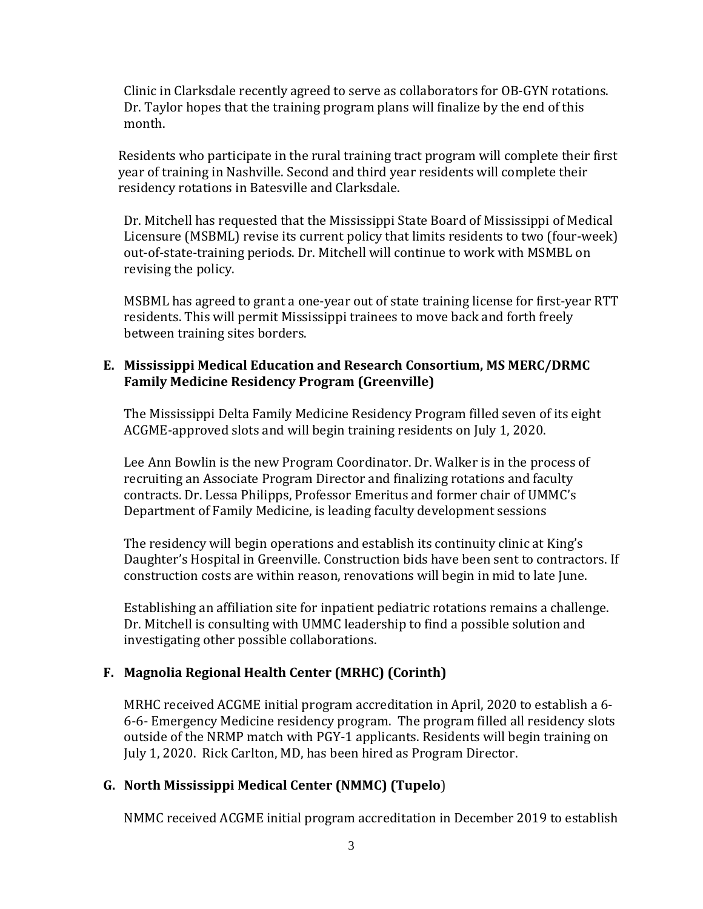Clinic in Clarksdale recently agreed to serve as collaborators for OB-GYN rotations. Dr. Taylor hopes that the training program plans will finalize by the end of this month.

Residents who participate in the rural training tract program will complete their first year of training in Nashville. Second and third year residents will complete their residency rotations in Batesville and Clarksdale.

Dr. Mitchell has requested that the Mississippi State Board of Mississippi of Medical Licensure (MSBML) revise its current policy that limits residents to two (four-week) out-of-state-training periods. Dr. Mitchell will continue to work with MSMBL on revising the policy.

MSBML has agreed to grant a one-year out of state training license for first-year RTT residents. This will permit Mississippi trainees to move back and forth freely between training sites borders.

### E. Mississippi Medical Education and Research Consortium, MS MERC/DRMC Family Medicine Residency Program (Greenville)

The Mississippi Delta Family Medicine Residency Program filled seven of its eight ACGME-approved slots and will begin training residents on July 1, 2020.

Lee Ann Bowlin is the new Program Coordinator. Dr. Walker is in the process of recruiting an Associate Program Director and finalizing rotations and faculty contracts. Dr. Lessa Philipps, Professor Emeritus and former chair of UMMC's Department of Family Medicine, is leading faculty development sessions

The residency will begin operations and establish its continuity clinic at King's Daughter's Hospital in Greenville. Construction bids have been sent to contractors. If construction costs are within reason, renovations will begin in mid to late June.

Establishing an affiliation site for inpatient pediatric rotations remains a challenge. Dr. Mitchell is consulting with UMMC leadership to find a possible solution and investigating other possible collaborations.

### F. Magnolia Regional Health Center (MRHC) (Corinth)

MRHC received ACGME initial program accreditation in April, 2020 to establish a 6-6-6- Emergency Medicine residency program. The program filled all residency slots outside of the NRMP match with PGY-1 applicants. Residents will begin training on July 1, 2020. Rick Carlton, MD, has been hired as Program Director.

### G. North Mississippi Medical Center (NMMC) (Tupelo)

NMMC received ACGME initial program accreditation in December 2019 to establish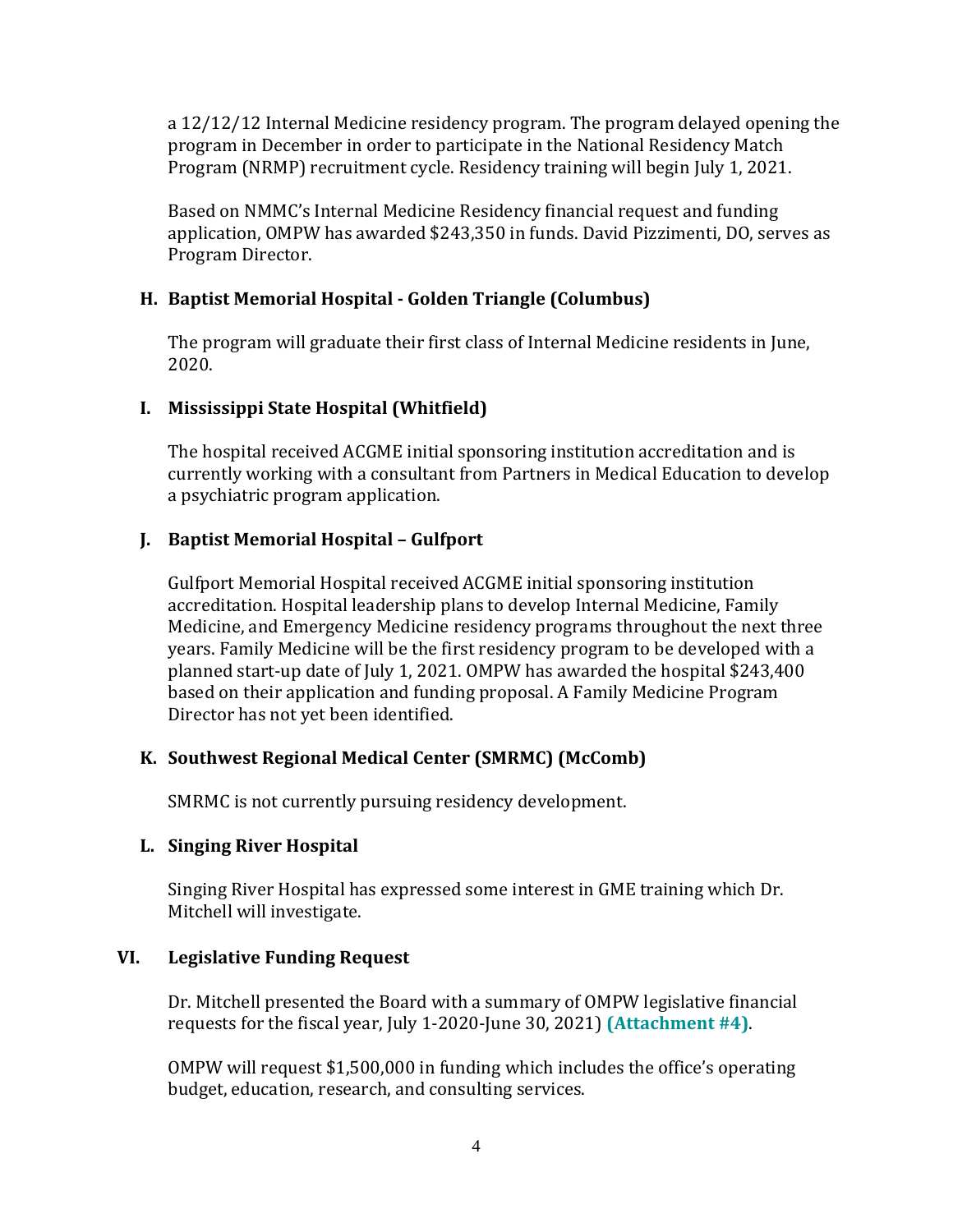a 12/12/12 Internal Medicine residency program. The program delayed opening the program in December in order to participate in the National Residency Match Program (NRMP) recruitment cycle. Residency training will begin July 1, 2021.

Based on NMMC's Internal Medicine Residency financial request and funding application, OMPW has awarded $243,350 in funds. David Pizzimenti, DO, serves as Program Director.

### H. Baptist Memorial Hospital - Golden Triangle (Columbus)

The program will graduate their first class of Internal Medicine residents in June, 2020.

### I. Mississippi State Hospital (Whitfield)

The hospital received ACGME initial sponsoring institution accreditation and is currently working with a consultant from Partners in Medical Education to develop a psychiatric program application.

### J. Baptist Memorial Hospital – Gulfport

Gulfport Memorial Hospital received ACGME initial sponsoring institution accreditation. Hospital leadership plans to develop Internal Medicine, Family Medicine, and Emergency Medicine residency programs throughout the next three years. Family Medicine will be the first residency program to be developed with a planned start-up date of July 1, 2021. OMPW has awarded the hospital $243,400 based on their application and funding proposal. A Family Medicine Program Director has not yet been identified.

### K. Southwest Regional Medical Center (SMRMC) (McComb)

SMRMC is not currently pursuing residency development.

### L. Singing River Hospital

Singing River Hospital has expressed some interest in GME training which Dr. Mitchell will investigate.

## VI. Legislative Funding Request

Dr. Mitchell presented the Board with a summary of OMPW legislative financial requests for the fiscal year, July 1-2020-June 30, 2021) **(Attachment #4)**.

OMPW will request $1,500,000 in funding which includes the office's operating budget, education, research, and consulting services.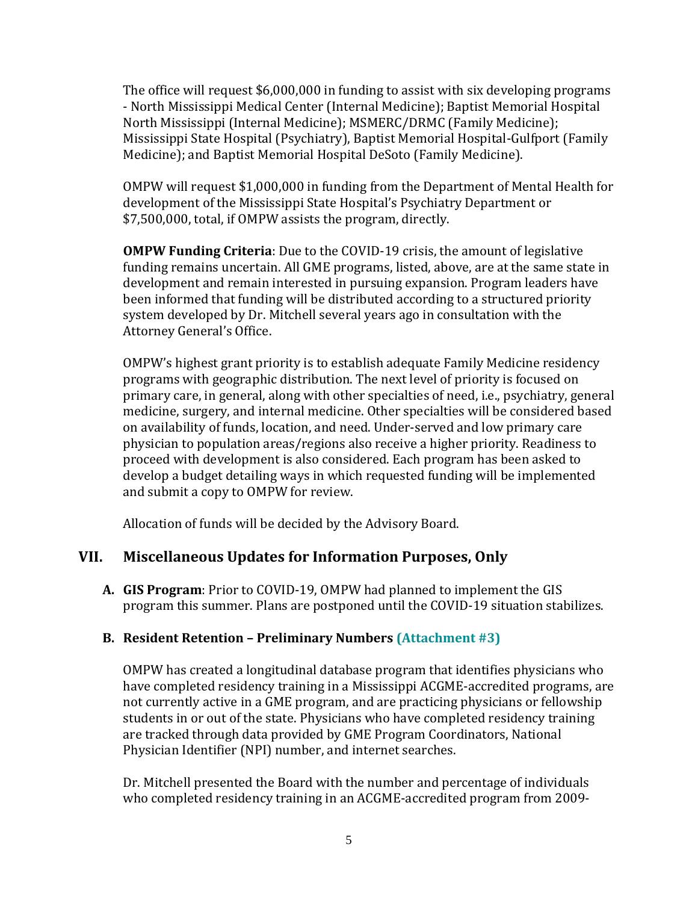The office will request $6,000,000 in funding to assist with six developing programs - North Mississippi Medical Center (Internal Medicine); Baptist Memorial Hospital North Mississippi (Internal Medicine); MSMERC/DRMC (Family Medicine); Mississippi State Hospital (Psychiatry), Baptist Memorial Hospital-Gulfport (Family Medicine); and Baptist Memorial Hospital DeSoto (Family Medicine).

OMPW will request $1,000,000 in funding from the Department of Mental Health for development of the Mississippi State Hospital's Psychiatry Department or $7,500,000, total, if OMPW assists the program, directly.

**OMPW Funding Criteria**: Due to the COVID-19 crisis, the amount of legislative funding remains uncertain. All GME programs, listed, above, are at the same state in development and remain interested in pursuing expansion. Program leaders have been informed that funding will be distributed according to a structured priority system developed by Dr. Mitchell several years ago in consultation with the Attorney General's Office.

OMPW's highest grant priority is to establish adequate Family Medicine residency programs with geographic distribution. The next level of priority is focused on primary care, in general, along with other specialties of need, i.e., psychiatry, general medicine, surgery, and internal medicine. Other specialties will be considered based on availability of funds, location, and need. Under-served and low primary care physician to population areas/regions also receive a higher priority. Readiness to proceed with development is also considered. Each program has been asked to develop a budget detailing ways in which requested funding will be implemented and submit a copy to OMPW for review.

Allocation of funds will be decided by the Advisory Board.

## VII. Miscellaneous Updates for Information Purposes, Only

**A. GIS Program**: Prior to COVID-19, OMPW had planned to implement the GIS program this summer. Plans are postponed until the COVID-19 situation stabilizes.

**B. Resident Retention – Preliminary Numbers (Attachment #3)**

OMPW has created a longitudinal database program that identifies physicians who have completed residency training in a Mississippi ACGME-accredited programs, are not currently active in a GME program, and are practicing physicians or fellowship students in or out of the state. Physicians who have completed residency training are tracked through data provided by GME Program Coordinators, National Physician Identifier (NPI) number, and internet searches.

Dr. Mitchell presented the Board with the number and percentage of individuals who completed residency training in an ACGME-accredited program from 2009-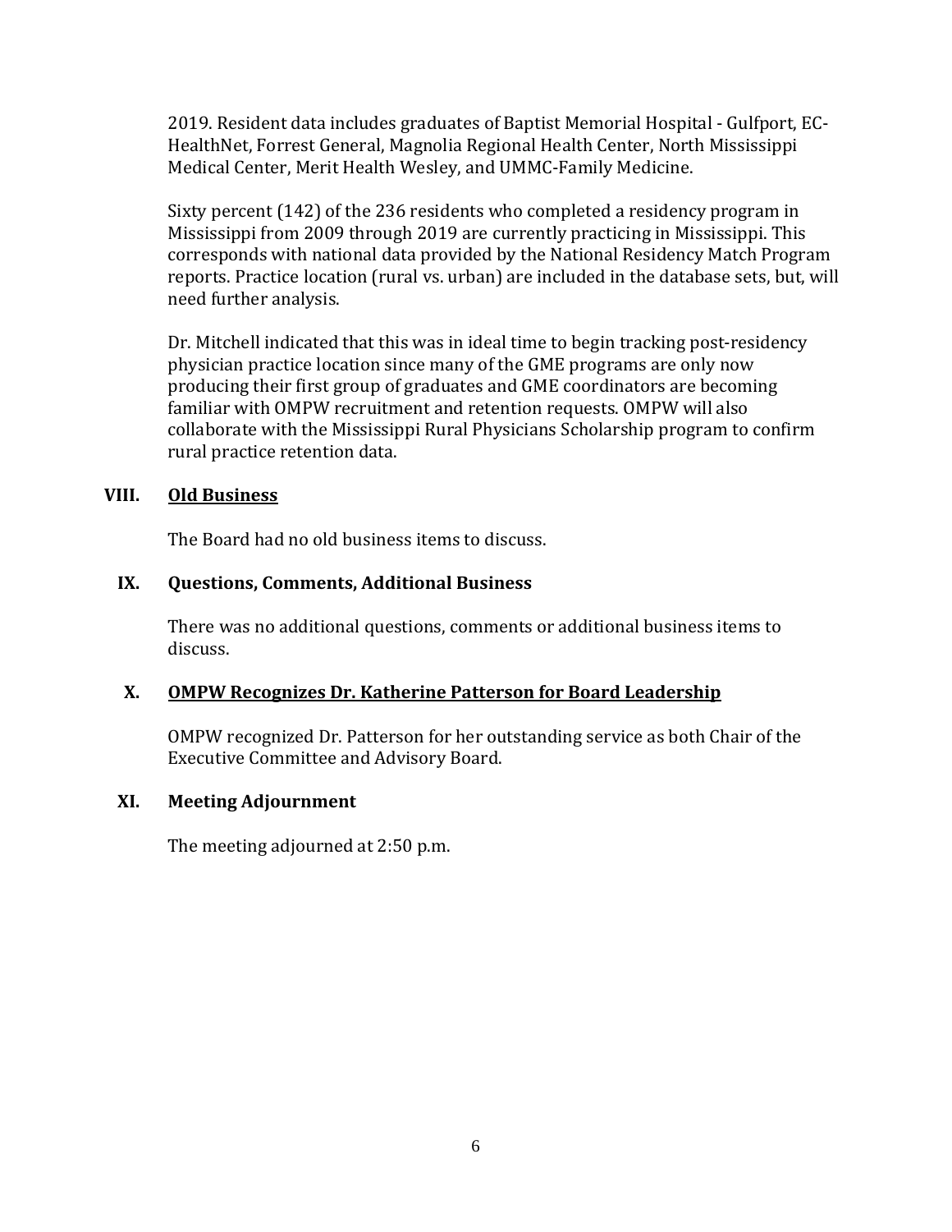2019. Resident data includes graduates of Baptist Memorial Hospital - Gulfport, EC-HealthNet, Forrest General, Magnolia Regional Health Center, North Mississippi Medical Center, Merit Health Wesley, and UMMC-Family Medicine.

Sixty percent (142) of the 236 residents who completed a residency program in Mississippi from 2009 through 2019 are currently practicing in Mississippi. This corresponds with national data provided by the National Residency Match Program reports. Practice location (rural vs. urban) are included in the database sets, but, will need further analysis.

Dr. Mitchell indicated that this was in ideal time to begin tracking post-residency physician practice location since many of the GME programs are only now producing their first group of graduates and GME coordinators are becoming familiar with OMPW recruitment and retention requests. OMPW will also collaborate with the Mississippi Rural Physicians Scholarship program to confirm rural practice retention data.

## VIII. Old Business

The Board had no old business items to discuss.

## IX. Questions, Comments, Additional Business

There was no additional questions, comments or additional business items to discuss.

## X. OMPW Recognizes Dr. Katherine Patterson for Board Leadership

OMPW recognized Dr. Patterson for her outstanding service as both Chair of the Executive Committee and Advisory Board.

## XI. Meeting Adjournment

The meeting adjourned at 2:50 p.m.